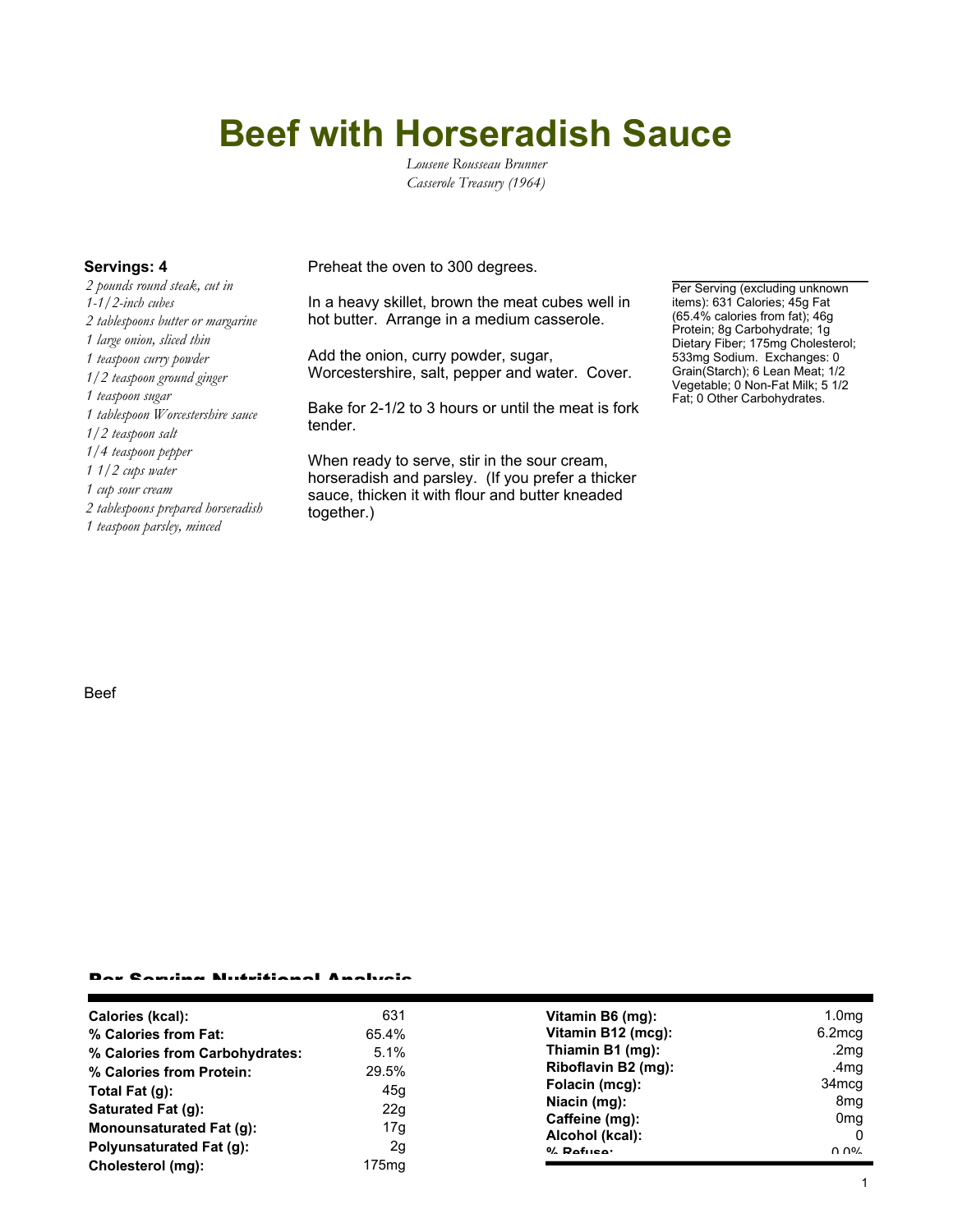# Beef with Horseradish Sauce

*Lousene Rousseau Brunner*
*Casserole Treasury (1964)*

**Servings: 4**

*2 pounds round steak, cut in 1-1/2-inch cubes*
*2 tablespoons butter or margarine*
*1 large onion, sliced thin*
*1 teaspoon curry powder*
*1/2 teaspoon ground ginger*
*1 teaspoon sugar*
*1 tablespoon Worcestershire sauce*
*1/2 teaspoon salt*
*1/4 teaspoon pepper*
*1 1/2 cups water*
*1 cup sour cream*
*2 tablespoons prepared horseradish*
*1 teaspoon parsley, minced*

Preheat the oven to 300 degrees.

In a heavy skillet, brown the meat cubes well in hot butter. Arrange in a medium casserole.

Add the onion, curry powder, sugar, Worcestershire, salt, pepper and water. Cover.

Bake for 2-1/2 to 3 hours or until the meat is fork tender.

When ready to serve, stir in the sour cream, horseradish and parsley. (If you prefer a thicker sauce, thicken it with flour and butter kneaded together.)

Per Serving (excluding unknown items): 631 Calories; 45g Fat (65.4% calories from fat); 46g Protein; 8g Carbohydrate; 1g Dietary Fiber; 175mg Cholesterol; 533mg Sodium. Exchanges: 0 Grain(Starch); 6 Lean Meat; 1/2 Vegetable; 0 Non-Fat Milk; 5 1/2 Fat; 0 Other Carbohydrates.

Beef

## Per Serving Nutritional Analysis

| | | | |
|---|---|---|---|
| **Calories (kcal):** | 631 | **Vitamin B6 (mg):** | 1.0mg |
| **% Calories from Fat:** | 65.4% | **Vitamin B12 (mcg):** | 6.2mcg |
| **% Calories from Carbohydrates:** | 5.1% | **Thiamin B1 (mg):** | .2mg |
| **% Calories from Protein:** | 29.5% | **Riboflavin B2 (mg):** | .4mg |
| **Total Fat (g):** | 45g | **Folacin (mcg):** | 34mcg |
| **Saturated Fat (g):** | 22g | **Niacin (mg):** | 8mg |
| **Monounsaturated Fat (g):** | 17g | **Caffeine (mg):** | 0mg |
| **Polyunsaturated Fat (g):** | 2g | **Alcohol (kcal):** | 0 |
| **Cholesterol (mg):** | 175mg | **% Refuse:** | 0.0% |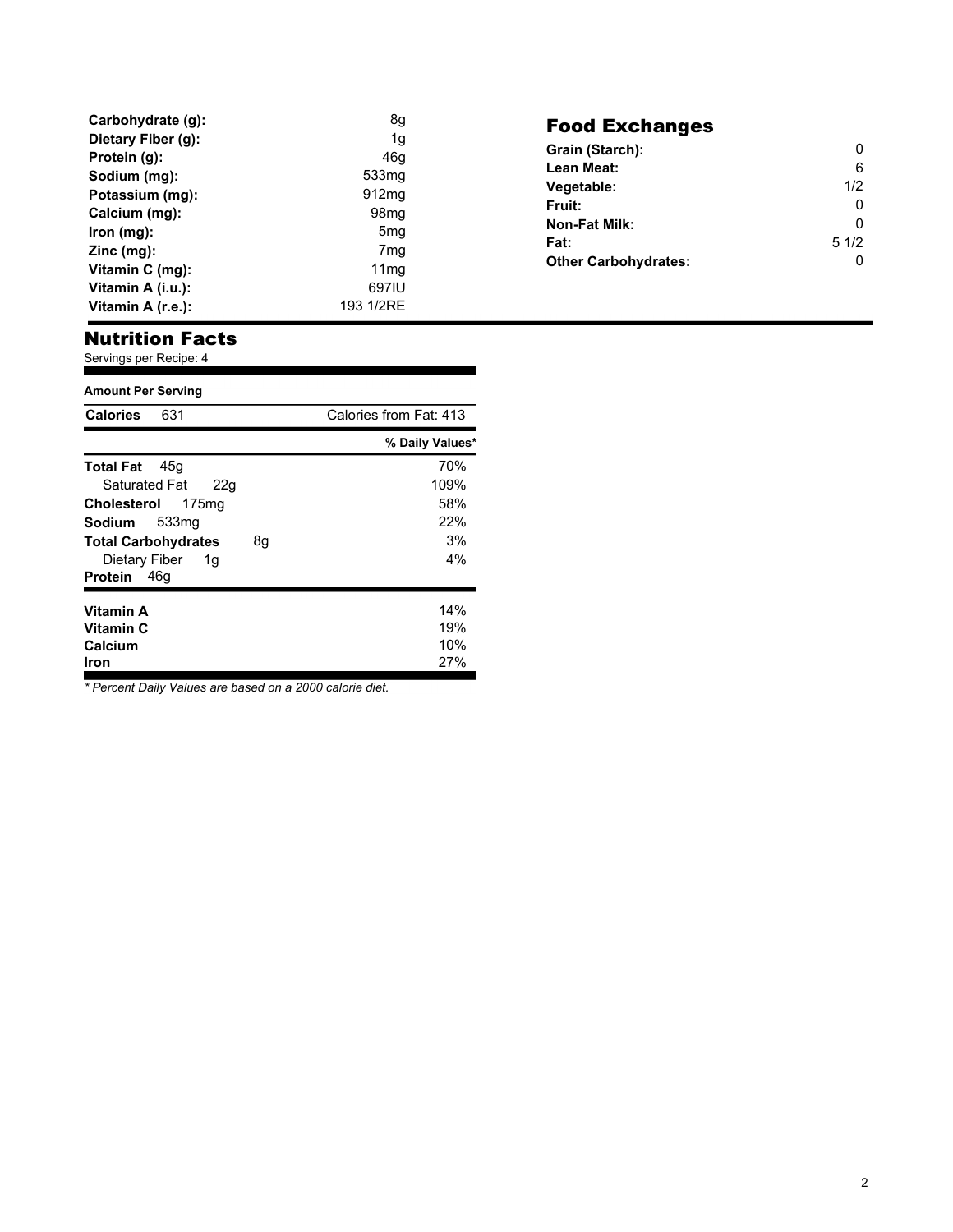| | |
|---|---|
| **Carbohydrate (g):** | 8g |
| **Dietary Fiber (g):** | 1g |
| **Protein (g):** | 46g |
| **Sodium (mg):** | 533mg |
| **Potassium (mg):** | 912mg |
| **Calcium (mg):** | 98mg |
| **Iron (mg):** | 5mg |
| **Zinc (mg):** | 7mg |
| **Vitamin C (mg):** | 11mg |
| **Vitamin A (i.u.):** | 697IU |
| **Vitamin A (r.e.):** | 193 1/2RE |

## Food Exchanges

| | |
|---|---|
| **Grain (Starch):** | 0 |
| **Lean Meat:** | 6 |
| **Vegetable:** | 1/2 |
| **Fruit:** | 0 |
| **Non-Fat Milk:** | 0 |
| **Fat:** | 5 1/2 |
| **Other Carbohydrates:** | 0 |

## Nutrition Facts

Servings per Recipe: 4

**Amount Per Serving**

| **Calories** 631 | Calories from Fat: 413 |
|---|---|
| | **% Daily Values*** |
| **Total Fat** 45g | 70% |
| Saturated Fat 22g | 109% |
| **Cholesterol** 175mg | 58% |
| **Sodium** 533mg | 22% |
| **Total Carbohydrates** 8g | 3% |
| Dietary Fiber 1g | 4% |
| **Protein** 46g | |
| **Vitamin A** | 14% |
| **Vitamin C** | 19% |
| **Calcium** | 10% |
| **Iron** | 27% |

*\* Percent Daily Values are based on a 2000 calorie diet.*